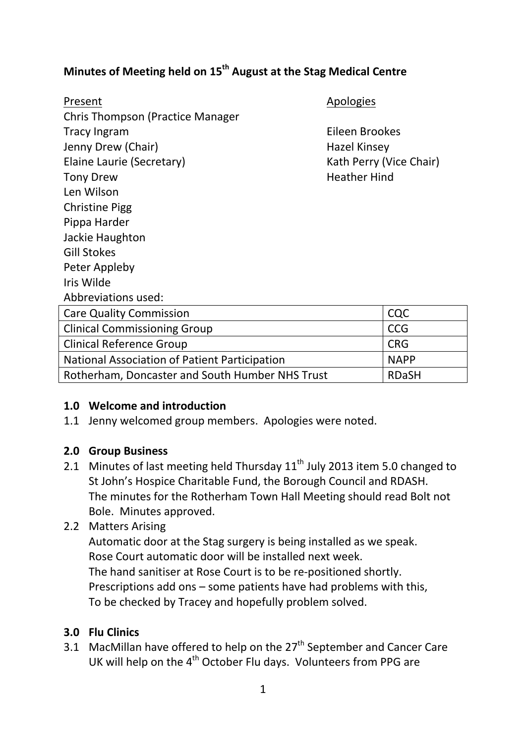# Minutes of Meeting held on 15th August at the Stag Medical Centre

<u>Present</u>

Chris Thompson (Practice Manager
Tracy Ingram
Jenny Drew (Chair)
Elaine Laurie (Secretary)
Tony Drew
Len Wilson
Christine Pigg
Pippa Harder
Jackie Haughton
Gill Stokes
Peter Appleby
Iris Wilde

<u>Apologies</u>

Eileen Brookes
Hazel Kinsey
Kath Perry (Vice Chair)
Heather Hind

Abbreviations used:

| Care Quality Commission | CQC |
|---|---|
| Clinical Commissioning Group | CCG |
| Clinical Reference Group | CRG |
| National Association of Patient Participation | NAPP |
| Rotherham, Doncaster and South Humber NHS Trust | RDaSH |

## 1.0 Welcome and introduction

1.1 Jenny welcomed group members. Apologies were noted.

## 2.0 Group Business

2.1 Minutes of last meeting held Thursday 11th July 2013 item 5.0 changed to St John's Hospice Charitable Fund, the Borough Council and RDASH. The minutes for the Rotherham Town Hall Meeting should read Bolt not Bole. Minutes approved.

2.2 Matters Arising
Automatic door at the Stag surgery is being installed as we speak.
Rose Court automatic door will be installed next week.
The hand sanitiser at Rose Court is to be re-positioned shortly.
Prescriptions add ons – some patients have had problems with this,
To be checked by Tracey and hopefully problem solved.

## 3.0 Flu Clinics

3.1 MacMillan have offered to help on the 27th September and Cancer Care UK will help on the 4th October Flu days. Volunteers from PPG are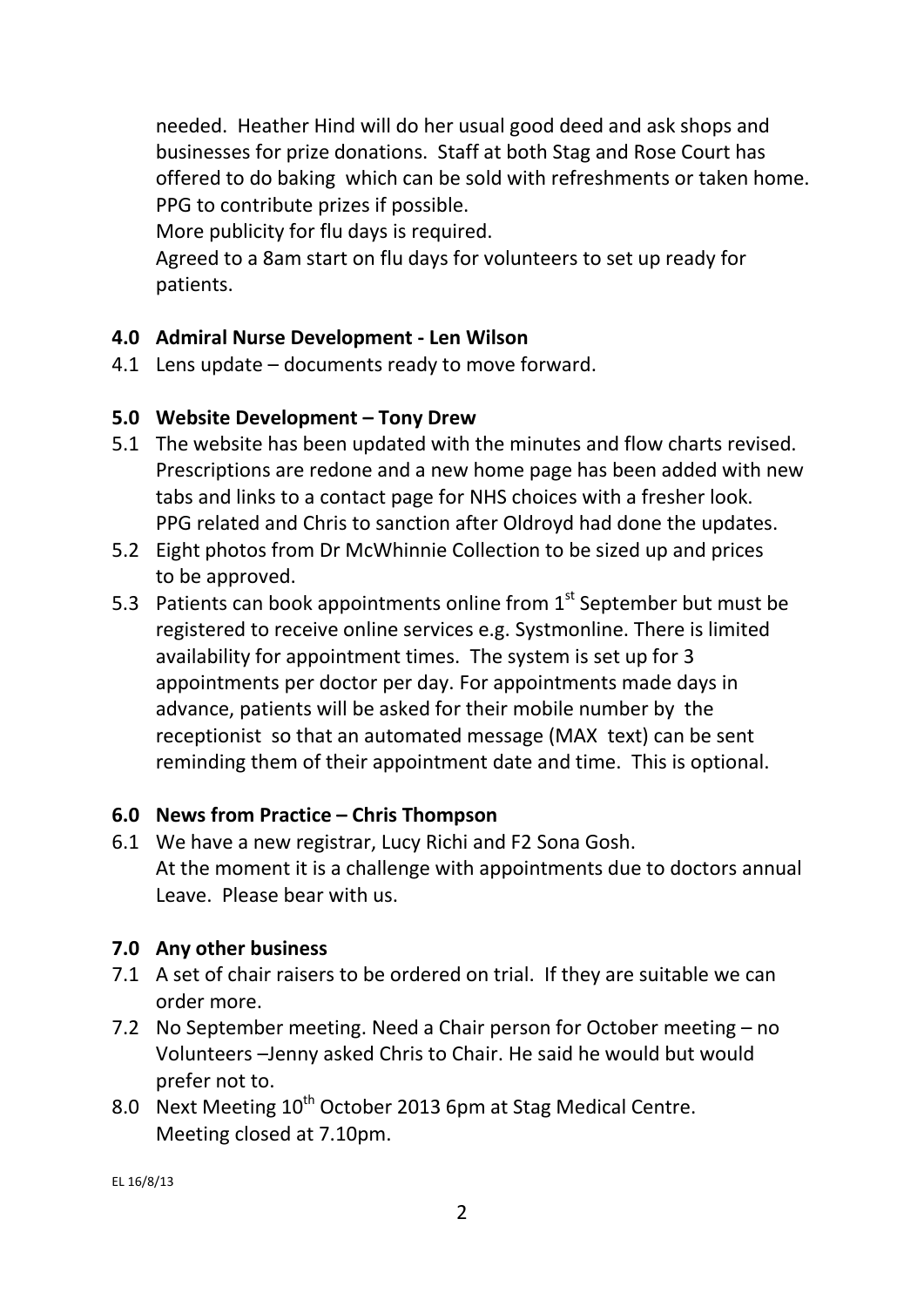needed. Heather Hind will do her usual good deed and ask shops and businesses for prize donations. Staff at both Stag and Rose Court has offered to do baking which can be sold with refreshments or taken home. PPG to contribute prizes if possible.
More publicity for flu days is required.
Agreed to a 8am start on flu days for volunteers to set up ready for patients.

**4.0 Admiral Nurse Development - Len Wilson**

4.1 Lens update – documents ready to move forward.

**5.0 Website Development – Tony Drew**

5.1 The website has been updated with the minutes and flow charts revised. Prescriptions are redone and a new home page has been added with new tabs and links to a contact page for NHS choices with a fresher look. PPG related and Chris to sanction after Oldroyd had done the updates.

5.2 Eight photos from Dr McWhinnie Collection to be sized up and prices to be approved.

5.3 Patients can book appointments online from 1st September but must be registered to receive online services e.g. Systmonline. There is limited availability for appointment times. The system is set up for 3 appointments per doctor per day. For appointments made days in advance, patients will be asked for their mobile number by the receptionist so that an automated message (MAX text) can be sent reminding them of their appointment date and time. This is optional.

**6.0 News from Practice – Chris Thompson**

6.1 We have a new registrar, Lucy Richi and F2 Sona Gosh.
At the moment it is a challenge with appointments due to doctors annual Leave. Please bear with us.

**7.0 Any other business**

7.1 A set of chair raisers to be ordered on trial. If they are suitable we can order more.

7.2 No September meeting. Need a Chair person for October meeting – no Volunteers –Jenny asked Chris to Chair. He said he would but would prefer not to.

8.0 Next Meeting 10th October 2013 6pm at Stag Medical Centre.
Meeting closed at 7.10pm.

EL 16/8/13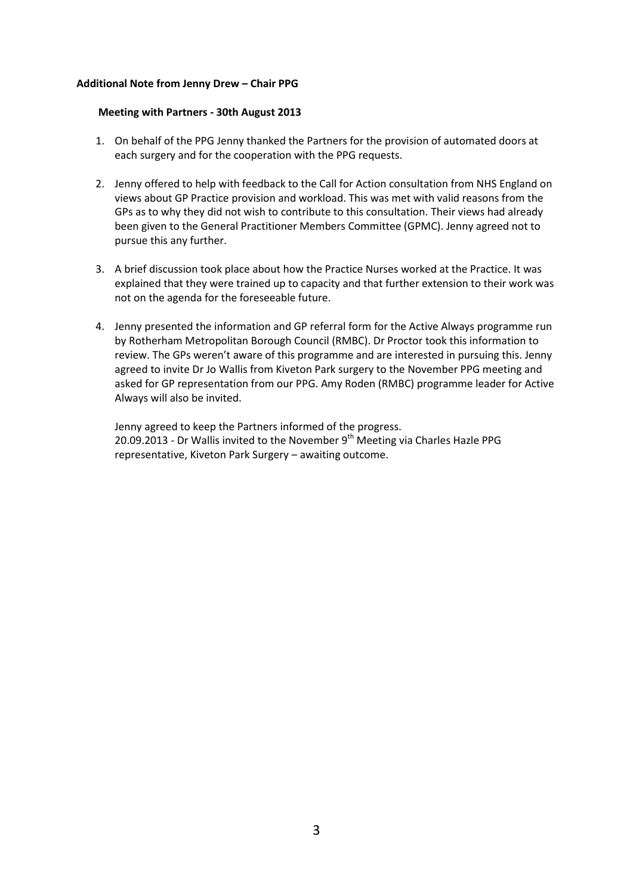**Additional Note from Jenny Drew – Chair PPG**

**Meeting with Partners - 30th August 2013**

1. On behalf of the PPG Jenny thanked the Partners for the provision of automated doors at each surgery and for the cooperation with the PPG requests.

2. Jenny offered to help with feedback to the Call for Action consultation from NHS England on views about GP Practice provision and workload. This was met with valid reasons from the GPs as to why they did not wish to contribute to this consultation. Their views had already been given to the General Practitioner Members Committee (GPMC). Jenny agreed not to pursue this any further.

3. A brief discussion took place about how the Practice Nurses worked at the Practice. It was explained that they were trained up to capacity and that further extension to their work was not on the agenda for the foreseeable future.

4. Jenny presented the information and GP referral form for the Active Always programme run by Rotherham Metropolitan Borough Council (RMBC). Dr Proctor took this information to review. The GPs weren't aware of this programme and are interested in pursuing this. Jenny agreed to invite Dr Jo Wallis from Kiveton Park surgery to the November PPG meeting and asked for GP representation from our PPG. Amy Roden (RMBC) programme leader for Active Always will also be invited.

   Jenny agreed to keep the Partners informed of the progress.
   20.09.2013 - Dr Wallis invited to the November 9th Meeting via Charles Hazle PPG representative, Kiveton Park Surgery – awaiting outcome.